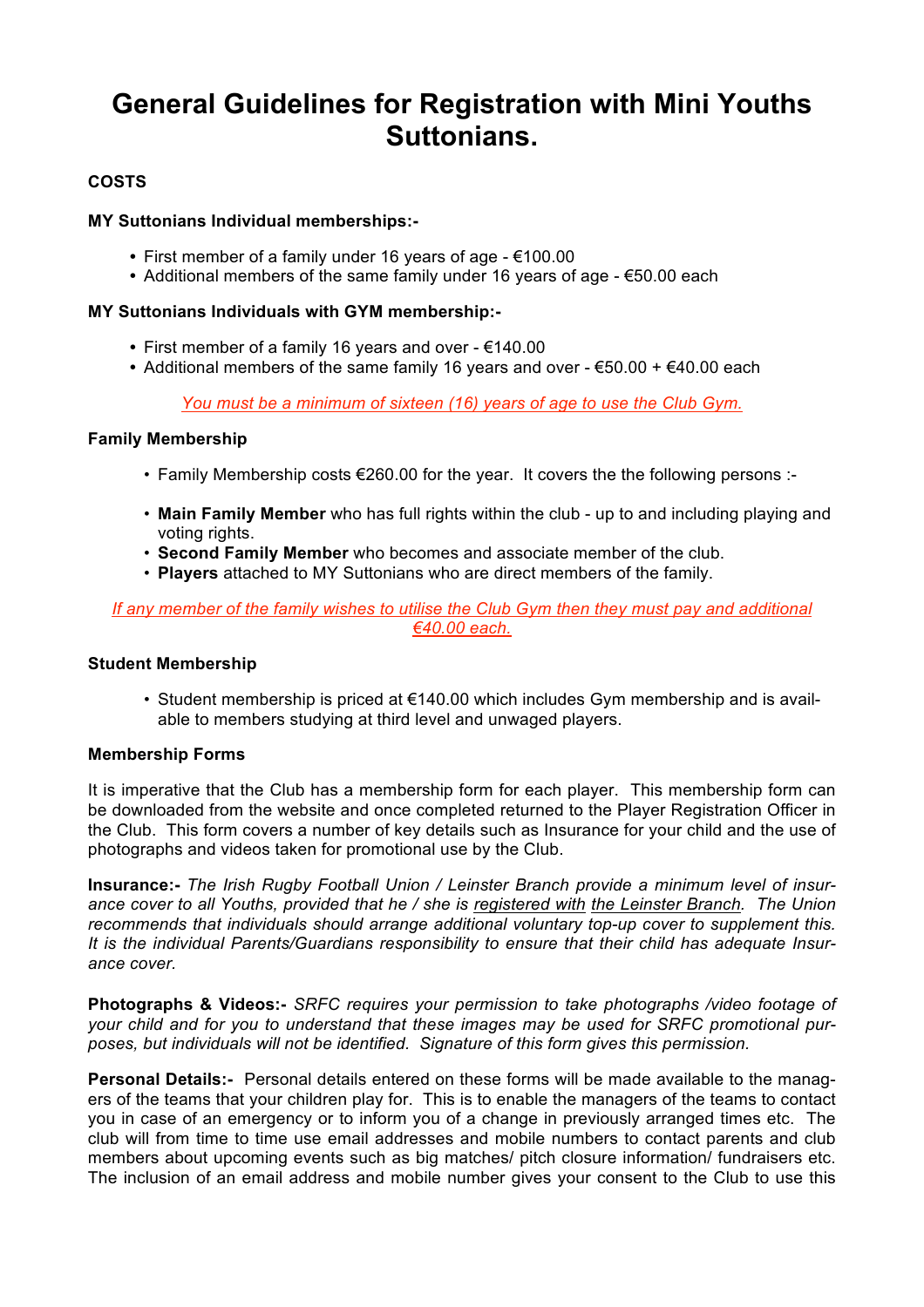# General Guidelines for Registration with Mini Youths Suttonians.

**COSTS**

**MY Suttonians Individual memberships:-**

- First member of a family under 16 years of age - €100.00
- Additional members of the same family under 16 years of age - €50.00 each

**MY Suttonians Individuals with GYM membership:-**

- First member of a family 16 years and over - €140.00
- Additional members of the same family 16 years and over - €50.00 + €40.00 each

*You must be a minimum of sixteen (16) years of age to use the Club Gym.*

**Family Membership**

- Family Membership costs €260.00 for the year. It covers the the following persons :-
- **Main Family Member** who has full rights within the club - up to and including playing and voting rights.
- **Second Family Member** who becomes and associate member of the club.
- **Players** attached to MY Suttonians who are direct members of the family.

*If any member of the family wishes to utilise the Club Gym then they must pay and additional €40.00 each.*

**Student Membership**

- Student membership is priced at €140.00 which includes Gym membership and is available to members studying at third level and unwaged players.

**Membership Forms**

It is imperative that the Club has a membership form for each player. This membership form can be downloaded from the website and once completed returned to the Player Registration Officer in the Club. This form covers a number of key details such as Insurance for your child and the use of photographs and videos taken for promotional use by the Club.

**Insurance:-** *The Irish Rugby Football Union / Leinster Branch provide a minimum level of insurance cover to all Youths, provided that he / she is registered with the Leinster Branch. The Union recommends that individuals should arrange additional voluntary top-up cover to supplement this. It is the individual Parents/Guardians responsibility to ensure that their child has adequate Insurance cover.*

**Photographs & Videos:-** *SRFC requires your permission to take photographs /video footage of your child and for you to understand that these images may be used for SRFC promotional purposes, but individuals will not be identified. Signature of this form gives this permission.*

**Personal Details:-** Personal details entered on these forms will be made available to the managers of the teams that your children play for. This is to enable the managers of the teams to contact you in case of an emergency or to inform you of a change in previously arranged times etc. The club will from time to time use email addresses and mobile numbers to contact parents and club members about upcoming events such as big matches/ pitch closure information/ fundraisers etc. The inclusion of an email address and mobile number gives your consent to the Club to use this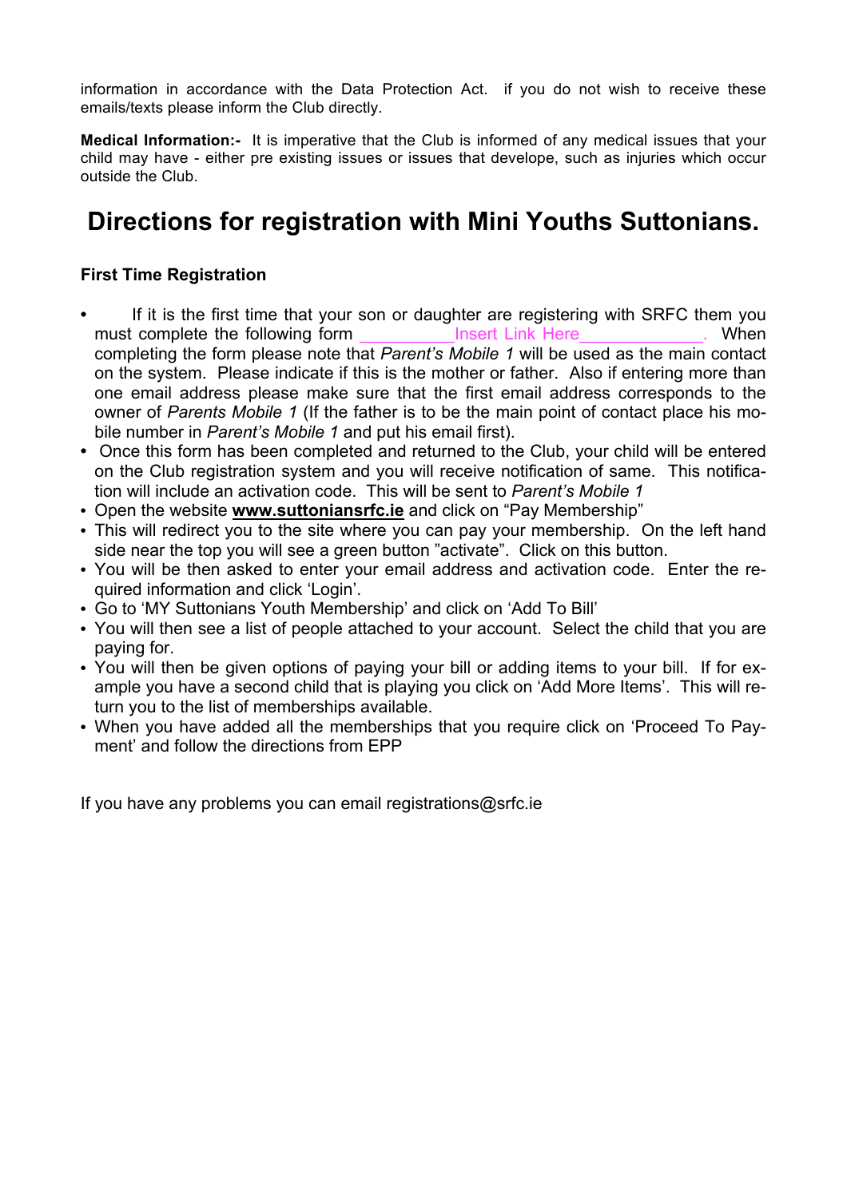information in accordance with the Data Protection Act. if you do not wish to receive these emails/texts please inform the Club directly.

**Medical Information:-** It is imperative that the Club is informed of any medical issues that your child may have - either pre existing issues or issues that develope, such as injuries which occur outside the Club.

# Directions for registration with Mini Youths Suttonians.

**First Time Registration**

- If it is the first time that your son or daughter are registering with SRFC them you must complete the following form __________Insert Link Here_____________. When completing the form please note that *Parent's Mobile 1* will be used as the main contact on the system. Please indicate if this is the mother or father. Also if entering more than one email address please make sure that the first email address corresponds to the owner of *Parents Mobile 1* (If the father is to be the main point of contact place his mobile number in *Parent's Mobile 1* and put his email first).
- Once this form has been completed and returned to the Club, your child will be entered on the Club registration system and you will receive notification of same. This notification will include an activation code. This will be sent to *Parent's Mobile 1*
- Open the website **www.suttoniansrfc.ie** and click on "Pay Membership"
- This will redirect you to the site where you can pay your membership. On the left hand side near the top you will see a green button "activate". Click on this button.
- You will be then asked to enter your email address and activation code. Enter the required information and click 'Login'.
- Go to 'MY Suttonians Youth Membership' and click on 'Add To Bill'
- You will then see a list of people attached to your account. Select the child that you are paying for.
- You will then be given options of paying your bill or adding items to your bill. If for example you have a second child that is playing you click on 'Add More Items'. This will return you to the list of memberships available.
- When you have added all the memberships that you require click on 'Proceed To Payment' and follow the directions from EPP

If you have any problems you can email registrations@srfc.ie